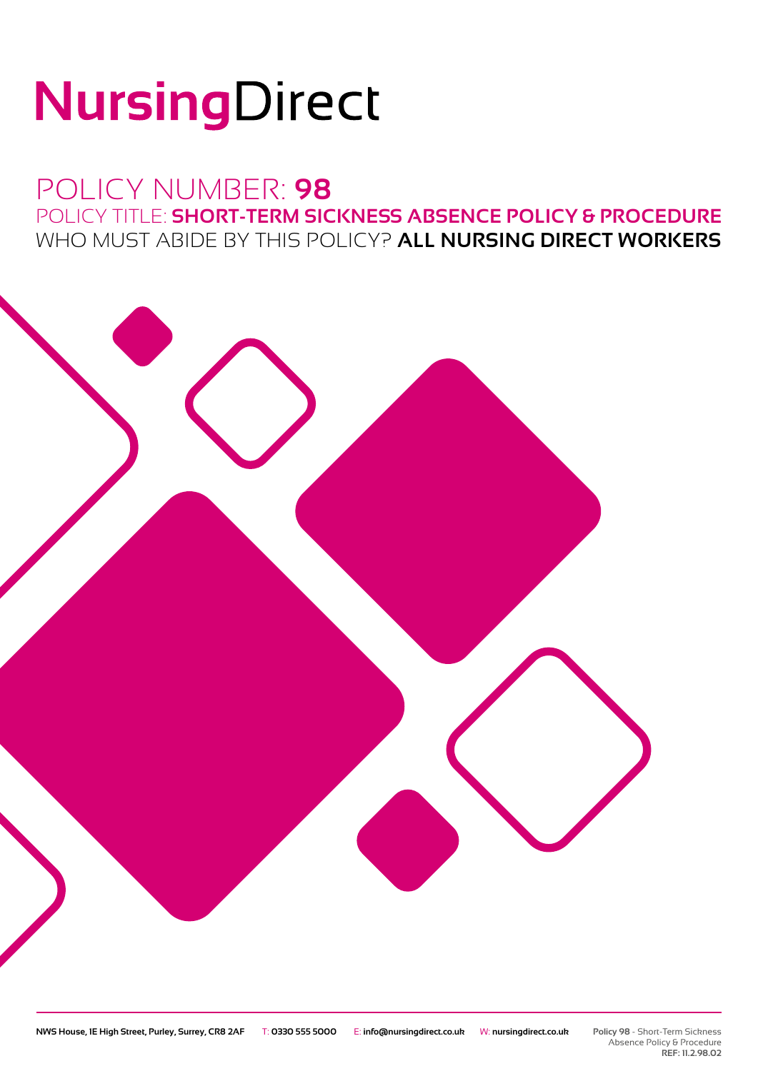# NursingDirect

## POLICY NUMBER: **98**

### POLICY TITLE: **SHORT-TERM SICKNESS ABSENCE POLICY & PROCEDURE**

### WHO MUST ABIDE BY THIS POLICY? **ALL NURSING DIRECT WORKERS**

NWS House, 1E High Street, Purley, Surrey, CR8 2AF T: 0330 555 5000 E: info@nursingdirect.co.uk W: nursingdirect.co.uk

**Policy 98** - Short-Term Sickness Absence Policy & Procedure
**REF: 11.2.98.02**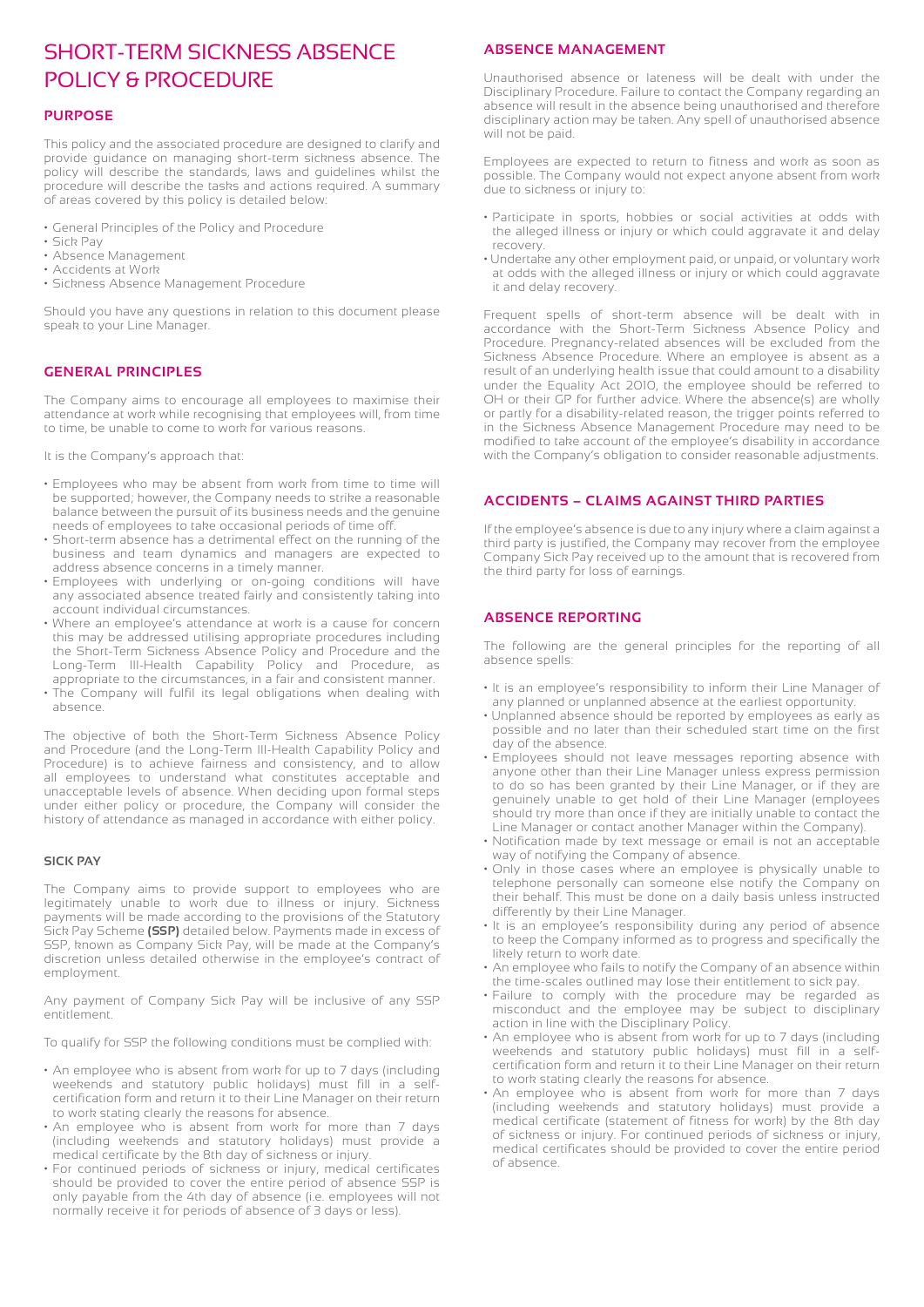# SHORT-TERM SICKNESS ABSENCE POLICY & PROCEDURE

## PURPOSE

This policy and the associated procedure are designed to clarify and provide guidance on managing short-term sickness absence. The policy will describe the standards, laws and guidelines whilst the procedure will describe the tasks and actions required. A summary of areas covered by this policy is detailed below:

- General Principles of the Policy and Procedure
- Sick Pay
- Absence Management
- Accidents at Work
- Sickness Absence Management Procedure

Should you have any questions in relation to this document please speak to your Line Manager.

## GENERAL PRINCIPLES

The Company aims to encourage all employees to maximise their attendance at work while recognising that employees will, from time to time, be unable to come to work for various reasons.

It is the Company's approach that:

- Employees who may be absent from work from time to time will be supported; however, the Company needs to strike a reasonable balance between the pursuit of its business needs and the genuine needs of employees to take occasional periods of time off.
- Short-term absence has a detrimental effect on the running of the business and team dynamics and managers are expected to address absence concerns in a timely manner.
- Employees with underlying or on-going conditions will have any associated absence treated fairly and consistently taking into account individual circumstances.
- Where an employee's attendance at work is a cause for concern this may be addressed utilising appropriate procedures including the Short-Term Sickness Absence Policy and Procedure and the Long-Term Ill-Health Capability Policy and Procedure, as appropriate to the circumstances, in a fair and consistent manner.
- The Company will fulfil its legal obligations when dealing with absence.

The objective of both the Short-Term Sickness Absence Policy and Procedure (and the Long-Term Ill-Health Capability Policy and Procedure) is to achieve fairness and consistency, and to allow all employees to understand what constitutes acceptable and unacceptable levels of absence. When deciding upon formal steps under either policy or procedure, the Company will consider the history of attendance as managed in accordance with either policy.

### SICK PAY

The Company aims to provide support to employees who are legitimately unable to work due to illness or injury. Sickness payments will be made according to the provisions of the Statutory Sick Pay Scheme **(SSP)** detailed below. Payments made in excess of SSP, known as Company Sick Pay, will be made at the Company's discretion unless detailed otherwise in the employee's contract of employment.

Any payment of Company Sick Pay will be inclusive of any SSP entitlement.

To qualify for SSP the following conditions must be complied with:

- An employee who is absent from work for up to 7 days (including weekends and statutory public holidays) must fill in a self-certification form and return it to their Line Manager on their return to work stating clearly the reasons for absence.
- An employee who is absent from work for more than 7 days (including weekends and statutory holidays) must provide a medical certificate by the 8th day of sickness or injury.
- For continued periods of sickness or injury, medical certificates should be provided to cover the entire period of absence SSP is only payable from the 4th day of absence (i.e. employees will not normally receive it for periods of absence of 3 days or less).

## ABSENCE MANAGEMENT

Unauthorised absence or lateness will be dealt with under the Disciplinary Procedure. Failure to contact the Company regarding an absence will result in the absence being unauthorised and therefore disciplinary action may be taken. Any spell of unauthorised absence will not be paid.

Employees are expected to return to fitness and work as soon as possible. The Company would not expect anyone absent from work due to sickness or injury to:

- Participate in sports, hobbies or social activities at odds with the alleged illness or injury or which could aggravate it and delay recovery.
- Undertake any other employment paid, or unpaid, or voluntary work at odds with the alleged illness or injury or which could aggravate it and delay recovery.

Frequent spells of short-term absence will be dealt with in accordance with the Short-Term Sickness Absence Policy and Procedure. Pregnancy-related absences will be excluded from the Sickness Absence Procedure. Where an employee is absent as a result of an underlying health issue that could amount to a disability under the Equality Act 2010, the employee should be referred to OH or their GP for further advice. Where the absence(s) are wholly or partly for a disability-related reason, the trigger points referred to in the Sickness Absence Management Procedure may need to be modified to take account of the employee's disability in accordance with the Company's obligation to consider reasonable adjustments.

## ACCIDENTS – CLAIMS AGAINST THIRD PARTIES

If the employee's absence is due to any injury where a claim against a third party is justified, the Company may recover from the employee Company Sick Pay received up to the amount that is recovered from the third party for loss of earnings.

## ABSENCE REPORTING

The following are the general principles for the reporting of all absence spells:

- It is an employee's responsibility to inform their Line Manager of any planned or unplanned absence at the earliest opportunity.
- Unplanned absence should be reported by employees as early as possible and no later than their scheduled start time on the first day of the absence.
- Employees should not leave messages reporting absence with anyone other than their Line Manager unless express permission to do so has been granted by their Line Manager, or if they are genuinely unable to get hold of their Line Manager (employees should try more than once if they are initially unable to contact the Line Manager or contact another Manager within the Company).
- Notification made by text message or email is not an acceptable way of notifying the Company of absence.
- Only in those cases where an employee is physically unable to telephone personally can someone else notify the Company on their behalf. This must be done on a daily basis unless instructed differently by their Line Manager.
- It is an employee's responsibility during any period of absence to keep the Company informed as to progress and specifically the likely return to work date.
- An employee who fails to notify the Company of an absence within the time-scales outlined may lose their entitlement to sick pay.
- Failure to comply with the procedure may be regarded as misconduct and the employee may be subject to disciplinary action in line with the Disciplinary Policy.
- An employee who is absent from work for up to 7 days (including weekends and statutory public holidays) must fill in a self-certification form and return it to their Line Manager on their return to work stating clearly the reasons for absence.
- An employee who is absent from work for more than 7 days (including weekends and statutory holidays) must provide a medical certificate (statement of fitness for work) by the 8th day of sickness or injury. For continued periods of sickness or injury, medical certificates should be provided to cover the entire period of absence.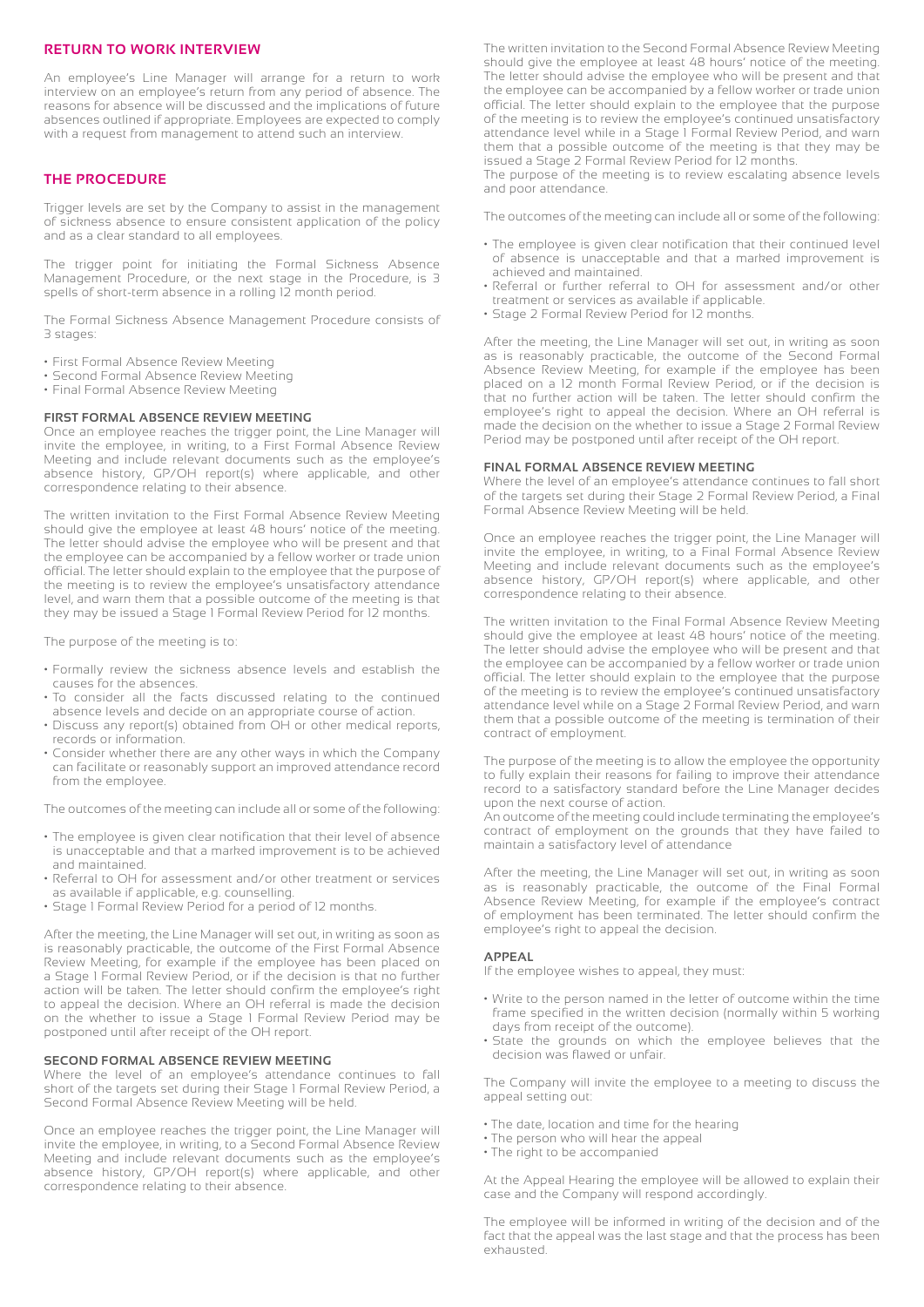## RETURN TO WORK INTERVIEW

An employee's Line Manager will arrange for a return to work interview on an employee's return from any period of absence. The reasons for absence will be discussed and the implications of future absences outlined if appropriate. Employees are expected to comply with a request from management to attend such an interview.

## THE PROCEDURE

Trigger levels are set by the Company to assist in the management of sickness absence to ensure consistent application of the policy and as a clear standard to all employees.

The trigger point for initiating the Formal Sickness Absence Management Procedure, or the next stage in the Procedure, is 3 spells of short-term absence in a rolling 12 month period.

The Formal Sickness Absence Management Procedure consists of 3 stages:

- First Formal Absence Review Meeting
- Second Formal Absence Review Meeting
- Final Formal Absence Review Meeting

### FIRST FORMAL ABSENCE REVIEW MEETING

Once an employee reaches the trigger point, the Line Manager will invite the employee, in writing, to a First Formal Absence Review Meeting and include relevant documents such as the employee's absence history, GP/OH report(s) where applicable, and other correspondence relating to their absence.

The written invitation to the First Formal Absence Review Meeting should give the employee at least 48 hours' notice of the meeting. The letter should advise the employee who will be present and that the employee can be accompanied by a fellow worker or trade union official. The letter should explain to the employee that the purpose of the meeting is to review the employee's unsatisfactory attendance level, and warn them that a possible outcome of the meeting is that they may be issued a Stage 1 Formal Review Period for 12 months.

The purpose of the meeting is to:

- Formally review the sickness absence levels and establish the causes for the absences.
- To consider all the facts discussed relating to the continued absence levels and decide on an appropriate course of action.
- Discuss any report(s) obtained from OH or other medical reports, records or information.
- Consider whether there are any other ways in which the Company can facilitate or reasonably support an improved attendance record from the employee.

The outcomes of the meeting can include all or some of the following:

- The employee is given clear notification that their level of absence is unacceptable and that a marked improvement is to be achieved and maintained.
- Referral to OH for assessment and/or other treatment or services as available if applicable, e.g. counselling.
- Stage 1 Formal Review Period for a period of 12 months.

After the meeting, the Line Manager will set out, in writing as soon as is reasonably practicable, the outcome of the First Formal Absence Review Meeting, for example if the employee has been placed on a Stage 1 Formal Review Period, or if the decision is that no further action will be taken. The letter should confirm the employee's right to appeal the decision. Where an OH referral is made the decision on the whether to issue a Stage 1 Formal Review Period may be postponed until after receipt of the OH report.

### SECOND FORMAL ABSENCE REVIEW MEETING

Where the level of an employee's attendance continues to fall short of the targets set during their Stage 1 Formal Review Period, a Second Formal Absence Review Meeting will be held.

Once an employee reaches the trigger point, the Line Manager will invite the employee, in writing, to a Second Formal Absence Review Meeting and include relevant documents such as the employee's absence history, GP/OH report(s) where applicable, and other correspondence relating to their absence.

The written invitation to the Second Formal Absence Review Meeting should give the employee at least 48 hours' notice of the meeting. The letter should advise the employee who will be present and that the employee can be accompanied by a fellow worker or trade union official. The letter should explain to the employee that the purpose of the meeting is to review the employee's continued unsatisfactory attendance level while in a Stage 1 Formal Review Period, and warn them that a possible outcome of the meeting is that they may be issued a Stage 2 Formal Review Period for 12 months.

The purpose of the meeting is to review escalating absence levels and poor attendance.

The outcomes of the meeting can include all or some of the following:

- The employee is given clear notification that their continued level of absence is unacceptable and that a marked improvement is achieved and maintained.
- Referral or further referral to OH for assessment and/or other treatment or services as available if applicable.
- Stage 2 Formal Review Period for 12 months.

After the meeting, the Line Manager will set out, in writing as soon as is reasonably practicable, the outcome of the Second Formal Absence Review Meeting, for example if the employee has been placed on a 12 month Formal Review Period, or if the decision is that no further action will be taken. The letter should confirm the employee's right to appeal the decision. Where an OH referral is made the decision on the whether to issue a Stage 2 Formal Review Period may be postponed until after receipt of the OH report.

### FINAL FORMAL ABSENCE REVIEW MEETING

Where the level of an employee's attendance continues to fall short of the targets set during their Stage 2 Formal Review Period, a Final Formal Absence Review Meeting will be held.

Once an employee reaches the trigger point, the Line Manager will invite the employee, in writing, to a Final Formal Absence Review Meeting and include relevant documents such as the employee's absence history, GP/OH report(s) where applicable, and other correspondence relating to their absence.

The written invitation to the Final Formal Absence Review Meeting should give the employee at least 48 hours' notice of the meeting. The letter should advise the employee who will be present and that the employee can be accompanied by a fellow worker or trade union official. The letter should explain to the employee that the purpose of the meeting is to review the employee's continued unsatisfactory attendance level while on a Stage 2 Formal Review Period, and warn them that a possible outcome of the meeting is termination of their contract of employment.

The purpose of the meeting is to allow the employee the opportunity to fully explain their reasons for failing to improve their attendance record to a satisfactory standard before the Line Manager decides upon the next course of action.

An outcome of the meeting could include terminating the employee's contract of employment on the grounds that they have failed to maintain a satisfactory level of attendance

After the meeting, the Line Manager will set out, in writing as soon as is reasonably practicable, the outcome of the Final Formal Absence Review Meeting, for example if the employee's contract of employment has been terminated. The letter should confirm the employee's right to appeal the decision.

### APPEAL

If the employee wishes to appeal, they must:

- Write to the person named in the letter of outcome within the time frame specified in the written decision (normally within 5 working days from receipt of the outcome).
- State the grounds on which the employee believes that the decision was flawed or unfair.

The Company will invite the employee to a meeting to discuss the appeal setting out:

- The date, location and time for the hearing
- The person who will hear the appeal
- The right to be accompanied

At the Appeal Hearing the employee will be allowed to explain their case and the Company will respond accordingly.

The employee will be informed in writing of the decision and of the fact that the appeal was the last stage and that the process has been exhausted.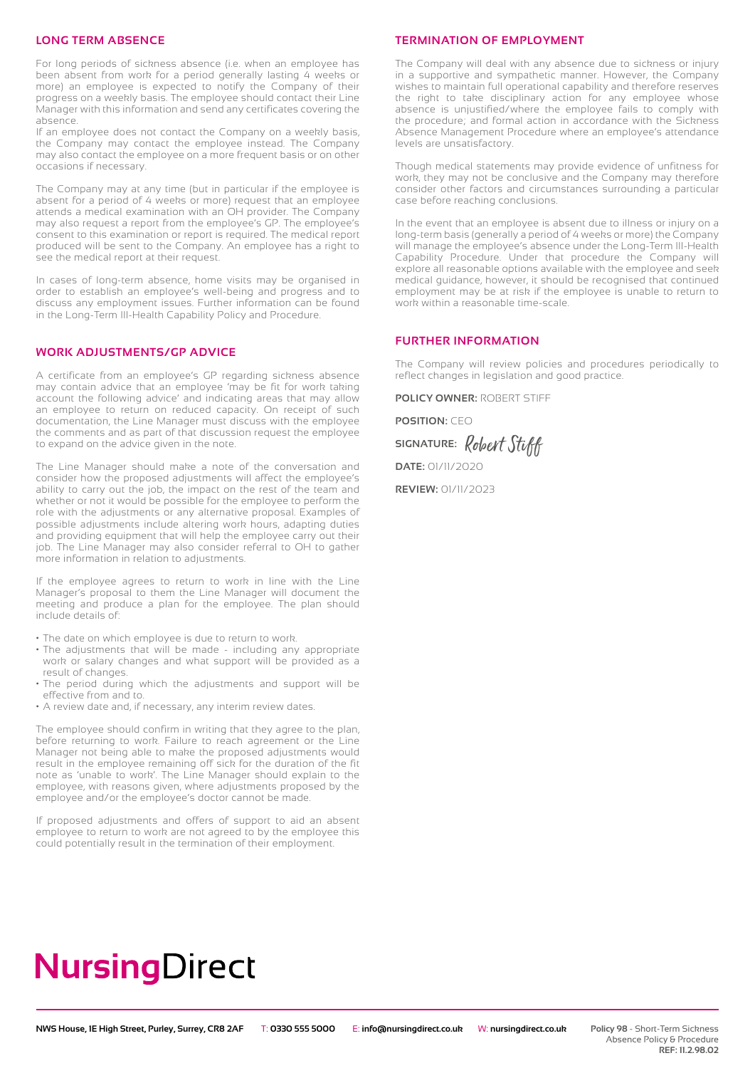## LONG TERM ABSENCE

For long periods of sickness absence (i.e. when an employee has been absent from work for a period generally lasting 4 weeks or more) an employee is expected to notify the Company of their progress on a weekly basis. The employee should contact their Line Manager with this information and send any certificates covering the absence.

If an employee does not contact the Company on a weekly basis, the Company may contact the employee instead. The Company may also contact the employee on a more frequent basis or on other occasions if necessary.

The Company may at any time (but in particular if the employee is absent for a period of 4 weeks or more) request that an employee attends a medical examination with an OH provider. The Company may also request a report from the employee's GP. The employee's consent to this examination or report is required. The medical report produced will be sent to the Company. An employee has a right to see the medical report at their request.

In cases of long-term absence, home visits may be organised in order to establish an employee's well-being and progress and to discuss any employment issues. Further information can be found in the Long-Term Ill-Health Capability Policy and Procedure.

## WORK ADJUSTMENTS/GP ADVICE

A certificate from an employee's GP regarding sickness absence may contain advice that an employee 'may be fit for work taking account the following advice' and indicating areas that may allow an employee to return on reduced capacity. On receipt of such documentation, the Line Manager must discuss with the employee the comments and as part of that discussion request the employee to expand on the advice given in the note.

The Line Manager should make a note of the conversation and consider how the proposed adjustments will affect the employee's ability to carry out the job, the impact on the rest of the team and whether or not it would be possible for the employee to perform the role with the adjustments or any alternative proposal. Examples of possible adjustments include altering work hours, adapting duties and providing equipment that will help the employee carry out their job. The Line Manager may also consider referral to OH to gather more information in relation to adjustments.

If the employee agrees to return to work in line with the Line Manager's proposal to them the Line Manager will document the meeting and produce a plan for the employee. The plan should include details of:

- The date on which employee is due to return to work.
- The adjustments that will be made - including any appropriate work or salary changes and what support will be provided as a result of changes.
- The period during which the adjustments and support will be effective from and to.
- A review date and, if necessary, any interim review dates.

The employee should confirm in writing that they agree to the plan, before returning to work. Failure to reach agreement or the Line Manager not being able to make the proposed adjustments would result in the employee remaining off sick for the duration of the fit note as 'unable to work'. The Line Manager should explain to the employee, with reasons given, where adjustments proposed by the employee and/or the employee's doctor cannot be made.

If proposed adjustments and offers of support to aid an absent employee to return to work are not agreed to by the employee this could potentially result in the termination of their employment.

## TERMINATION OF EMPLOYMENT

The Company will deal with any absence due to sickness or injury in a supportive and sympathetic manner. However, the Company wishes to maintain full operational capability and therefore reserves the right to take disciplinary action for any employee whose absence is unjustified/where the employee fails to comply with the procedure; and formal action in accordance with the Sickness Absence Management Procedure where an employee's attendance levels are unsatisfactory.

Though medical statements may provide evidence of unfitness for work, they may not be conclusive and the Company may therefore consider other factors and circumstances surrounding a particular case before reaching conclusions.

In the event that an employee is absent due to illness or injury on a long-term basis (generally a period of 4 weeks or more) the Company will manage the employee's absence under the Long-Term Ill-Health Capability Procedure. Under that procedure the Company will explore all reasonable options available with the employee and seek medical guidance, however, it should be recognised that continued employment may be at risk if the employee is unable to return to work within a reasonable time-scale.

## FURTHER INFORMATION

The Company will review policies and procedures periodically to reflect changes in legislation and good practice.

**POLICY OWNER:** ROBERT STIFF

**POSITION:** CEO

**SIGNATURE:** Robert Stiff

**DATE:** 01/11/2020

**REVIEW:** 01/11/2023

NursingDirect

NWS House, 1E High Street, Purley, Surrey, CR8 2AF T: 0330 555 5000 E: info@nursingdirect.co.uk W: nursingdirect.co.uk

**Policy 98** - Short-Term Sickness Absence Policy & Procedure
**REF: 11.2.98.02**